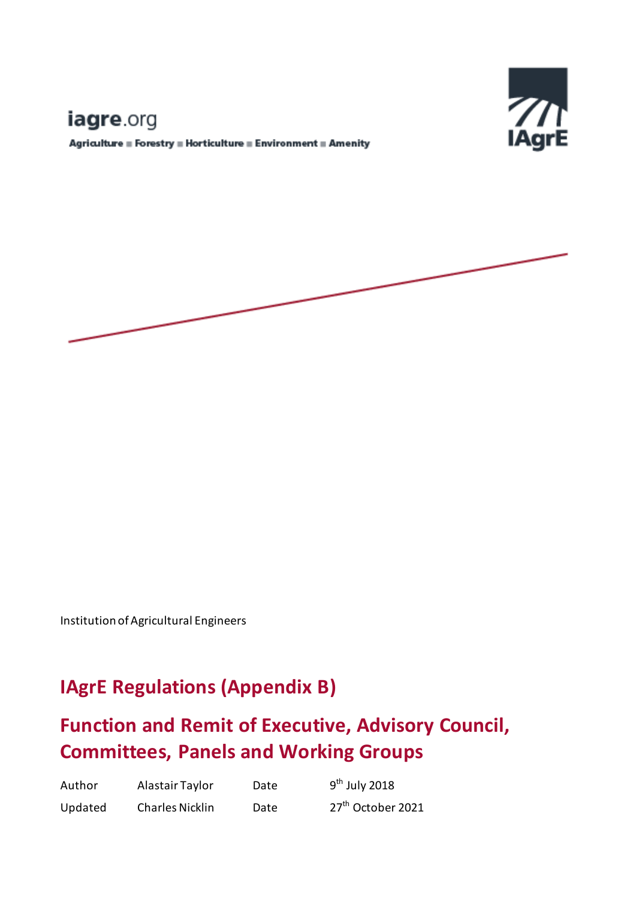iagre.org

Agriculture ■ Forestry ■ Horticulture ■ Environment ■ Amenity

IAgrE

Institution of Agricultural Engineers

# IAgrE Regulations (Appendix B)

## Function and Remit of Executive, Advisory Council, Committees, Panels and Working Groups

| Author | Alastair Taylor | Date | 9th July 2018 |
|---|---|---|---|
| Updated | Charles Nicklin | Date | 27th October 2021 |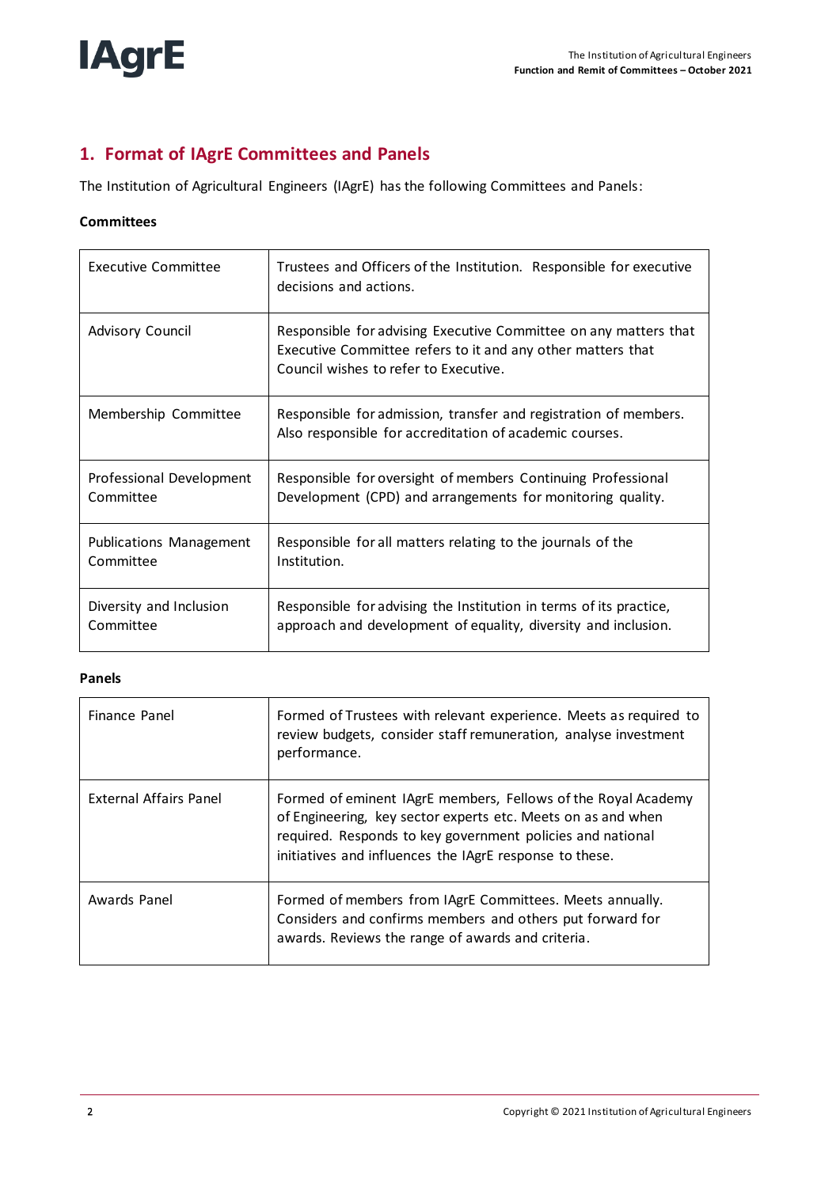## 1. Format of IAgrE Committees and Panels

The Institution of Agricultural Engineers (IAgrE) has the following Committees and Panels:

**Committees**

| | |
|---|---|
| Executive Committee | Trustees and Officers of the Institution. Responsible for executive decisions and actions. |
| Advisory Council | Responsible for advising Executive Committee on any matters that Executive Committee refers to it and any other matters that Council wishes to refer to Executive. |
| Membership Committee | Responsible for admission, transfer and registration of members. Also responsible for accreditation of academic courses. |
| Professional Development Committee | Responsible for oversight of members Continuing Professional Development (CPD) and arrangements for monitoring quality. |
| Publications Management Committee | Responsible for all matters relating to the journals of the Institution. |
| Diversity and Inclusion Committee | Responsible for advising the Institution in terms of its practice, approach and development of equality, diversity and inclusion. |

**Panels**

| | |
|---|---|
| Finance Panel | Formed of Trustees with relevant experience. Meets as required to review budgets, consider staff remuneration, analyse investment performance. |
| External Affairs Panel | Formed of eminent IAgrE members, Fellows of the Royal Academy of Engineering, key sector experts etc. Meets on as and when required. Responds to key government policies and national initiatives and influences the IAgrE response to these. |
| Awards Panel | Formed of members from IAgrE Committees. Meets annually. Considers and confirms members and others put forward for awards. Reviews the range of awards and criteria. |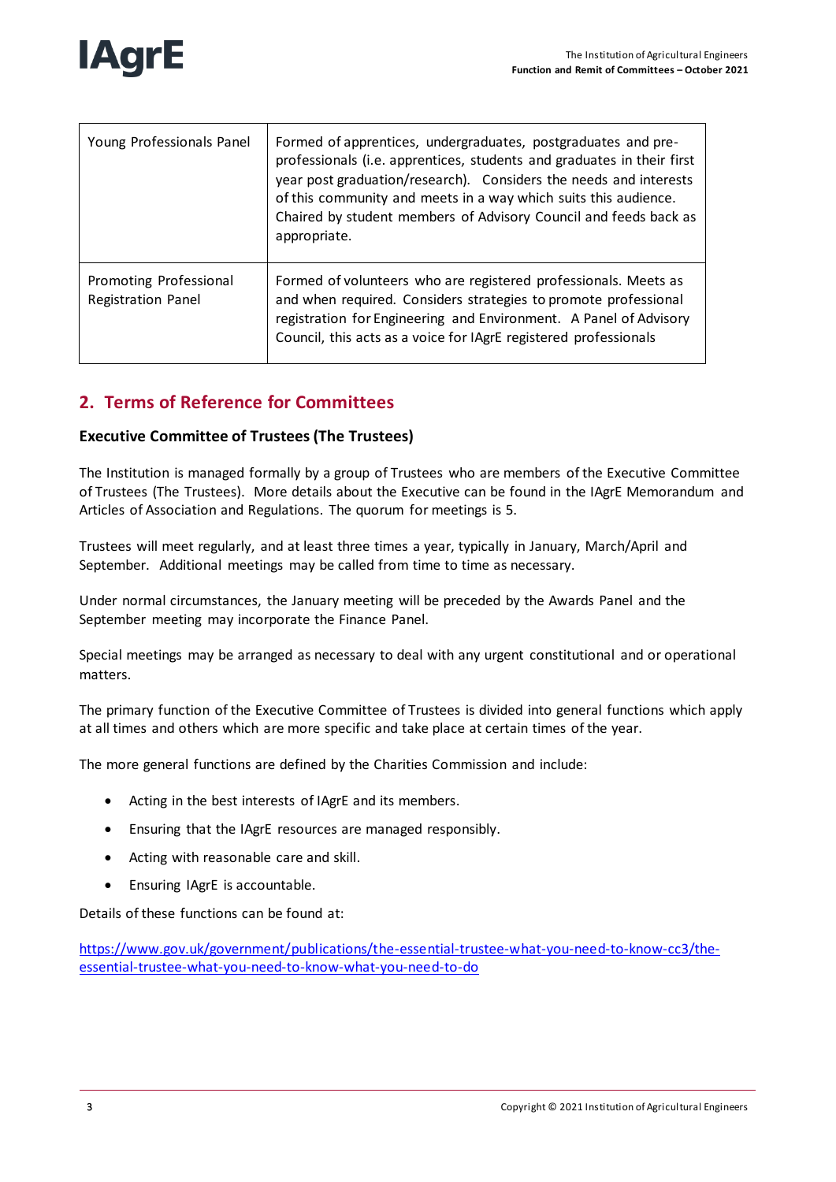| Young Professionals Panel | Formed of apprentices, undergraduates, postgraduates and pre-professionals (i.e. apprentices, students and graduates in their first year post graduation/research). Considers the needs and interests of this community and meets in a way which suits this audience. Chaired by student members of Advisory Council and feeds back as appropriate. |
|---|---|
| Promoting Professional Registration Panel | Formed of volunteers who are registered professionals. Meets as and when required. Considers strategies to promote professional registration for Engineering and Environment. A Panel of Advisory Council, this acts as a voice for IAgrE registered professionals |

## 2. Terms of Reference for Committees

### Executive Committee of Trustees (The Trustees)

The Institution is managed formally by a group of Trustees who are members of the Executive Committee of Trustees (The Trustees). More details about the Executive can be found in the IAgrE Memorandum and Articles of Association and Regulations. The quorum for meetings is 5.

Trustees will meet regularly, and at least three times a year, typically in January, March/April and September. Additional meetings may be called from time to time as necessary.

Under normal circumstances, the January meeting will be preceded by the Awards Panel and the September meeting may incorporate the Finance Panel.

Special meetings may be arranged as necessary to deal with any urgent constitutional and or operational matters.

The primary function of the Executive Committee of Trustees is divided into general functions which apply at all times and others which are more specific and take place at certain times of the year.

The more general functions are defined by the Charities Commission and include:

- Acting in the best interests of IAgrE and its members.
- Ensuring that the IAgrE resources are managed responsibly.
- Acting with reasonable care and skill.
- Ensuring IAgrE is accountable.

Details of these functions can be found at:

https://www.gov.uk/government/publications/the-essential-trustee-what-you-need-to-know-cc3/the-essential-trustee-what-you-need-to-know-what-you-need-to-do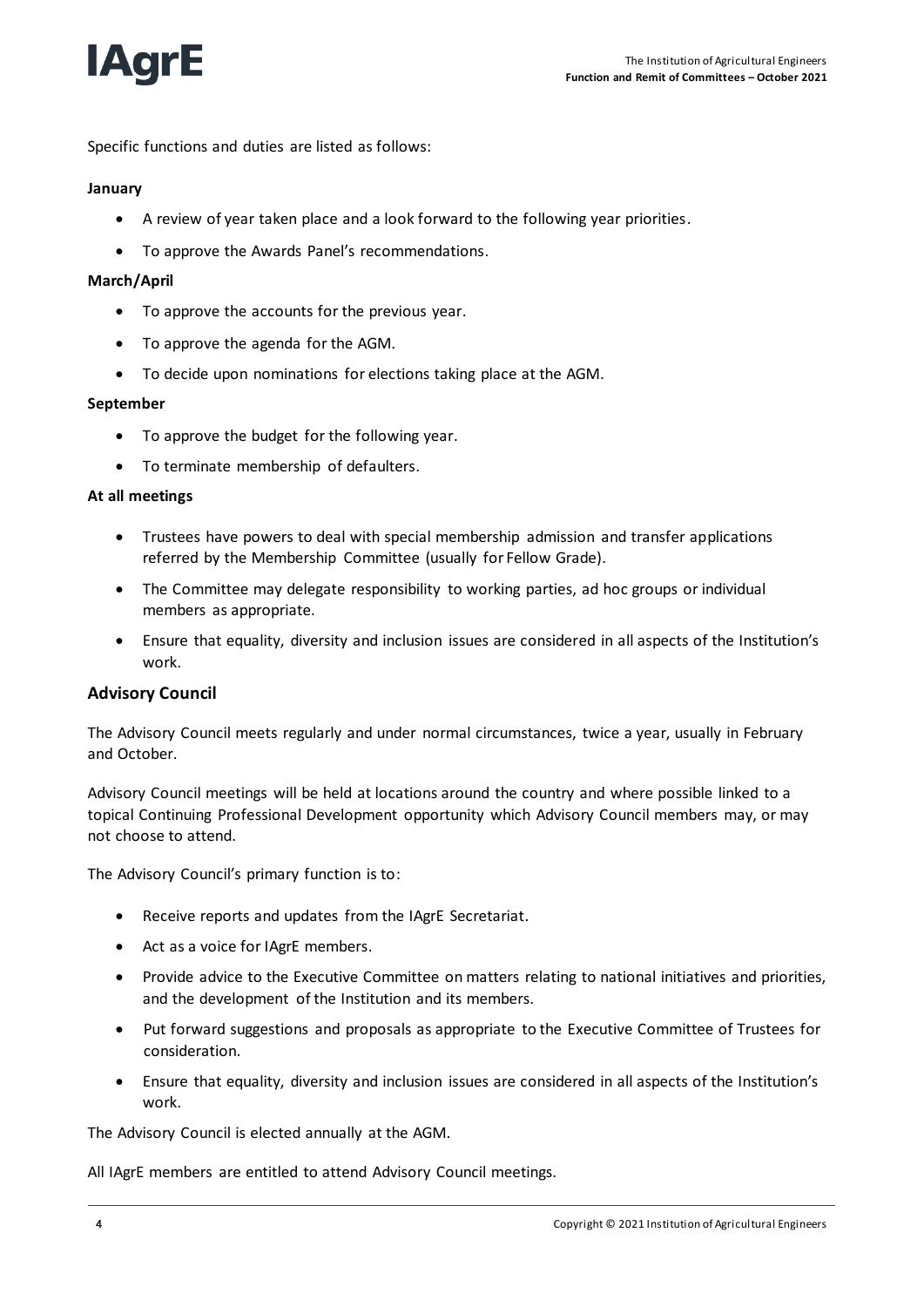Specific functions and duties are listed as follows:

**January**

- A review of year taken place and a look forward to the following year priorities.
- To approve the Awards Panel's recommendations.

**March/April**

- To approve the accounts for the previous year.
- To approve the agenda for the AGM.
- To decide upon nominations for elections taking place at the AGM.

**September**

- To approve the budget for the following year.
- To terminate membership of defaulters.

**At all meetings**

- Trustees have powers to deal with special membership admission and transfer applications referred by the Membership Committee (usually for Fellow Grade).
- The Committee may delegate responsibility to working parties, ad hoc groups or individual members as appropriate.
- Ensure that equality, diversity and inclusion issues are considered in all aspects of the Institution's work.

## Advisory Council

The Advisory Council meets regularly and under normal circumstances, twice a year, usually in February and October.

Advisory Council meetings will be held at locations around the country and where possible linked to a topical Continuing Professional Development opportunity which Advisory Council members may, or may not choose to attend.

The Advisory Council's primary function is to:

- Receive reports and updates from the IAgrE Secretariat.
- Act as a voice for IAgrE members.
- Provide advice to the Executive Committee on matters relating to national initiatives and priorities, and the development of the Institution and its members.
- Put forward suggestions and proposals as appropriate to the Executive Committee of Trustees for consideration.
- Ensure that equality, diversity and inclusion issues are considered in all aspects of the Institution's work.

The Advisory Council is elected annually at the AGM.

All IAgrE members are entitled to attend Advisory Council meetings.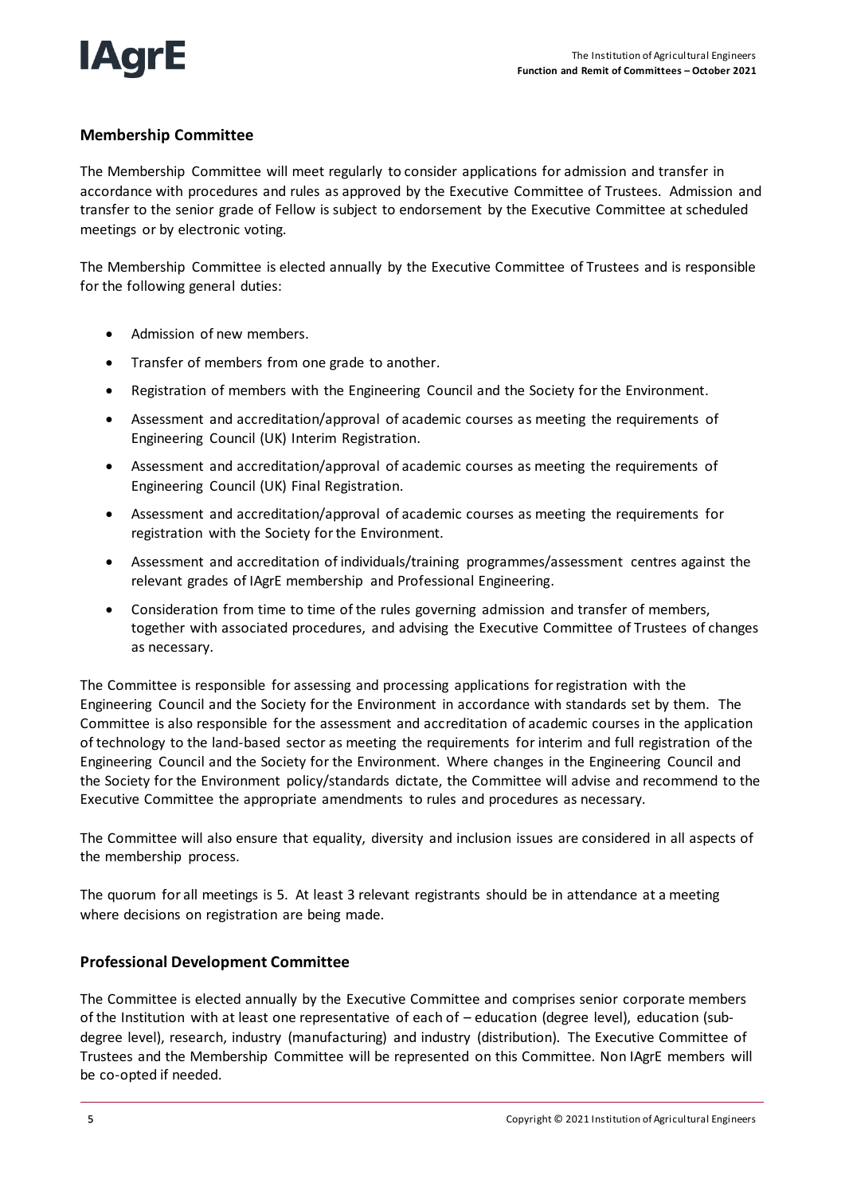## Membership Committee

The Membership Committee will meet regularly to consider applications for admission and transfer in accordance with procedures and rules as approved by the Executive Committee of Trustees. Admission and transfer to the senior grade of Fellow is subject to endorsement by the Executive Committee at scheduled meetings or by electronic voting.

The Membership Committee is elected annually by the Executive Committee of Trustees and is responsible for the following general duties:

- Admission of new members.
- Transfer of members from one grade to another.
- Registration of members with the Engineering Council and the Society for the Environment.
- Assessment and accreditation/approval of academic courses as meeting the requirements of Engineering Council (UK) Interim Registration.
- Assessment and accreditation/approval of academic courses as meeting the requirements of Engineering Council (UK) Final Registration.
- Assessment and accreditation/approval of academic courses as meeting the requirements for registration with the Society for the Environment.
- Assessment and accreditation of individuals/training programmes/assessment centres against the relevant grades of IAgrE membership and Professional Engineering.
- Consideration from time to time of the rules governing admission and transfer of members, together with associated procedures, and advising the Executive Committee of Trustees of changes as necessary.

The Committee is responsible for assessing and processing applications for registration with the Engineering Council and the Society for the Environment in accordance with standards set by them. The Committee is also responsible for the assessment and accreditation of academic courses in the application of technology to the land-based sector as meeting the requirements for interim and full registration of the Engineering Council and the Society for the Environment. Where changes in the Engineering Council and the Society for the Environment policy/standards dictate, the Committee will advise and recommend to the Executive Committee the appropriate amendments to rules and procedures as necessary.

The Committee will also ensure that equality, diversity and inclusion issues are considered in all aspects of the membership process.

The quorum for all meetings is 5. At least 3 relevant registrants should be in attendance at a meeting where decisions on registration are being made.

## Professional Development Committee

The Committee is elected annually by the Executive Committee and comprises senior corporate members of the Institution with at least one representative of each of – education (degree level), education (sub-degree level), research, industry (manufacturing) and industry (distribution). The Executive Committee of Trustees and the Membership Committee will be represented on this Committee. Non IAgrE members will be co-opted if needed.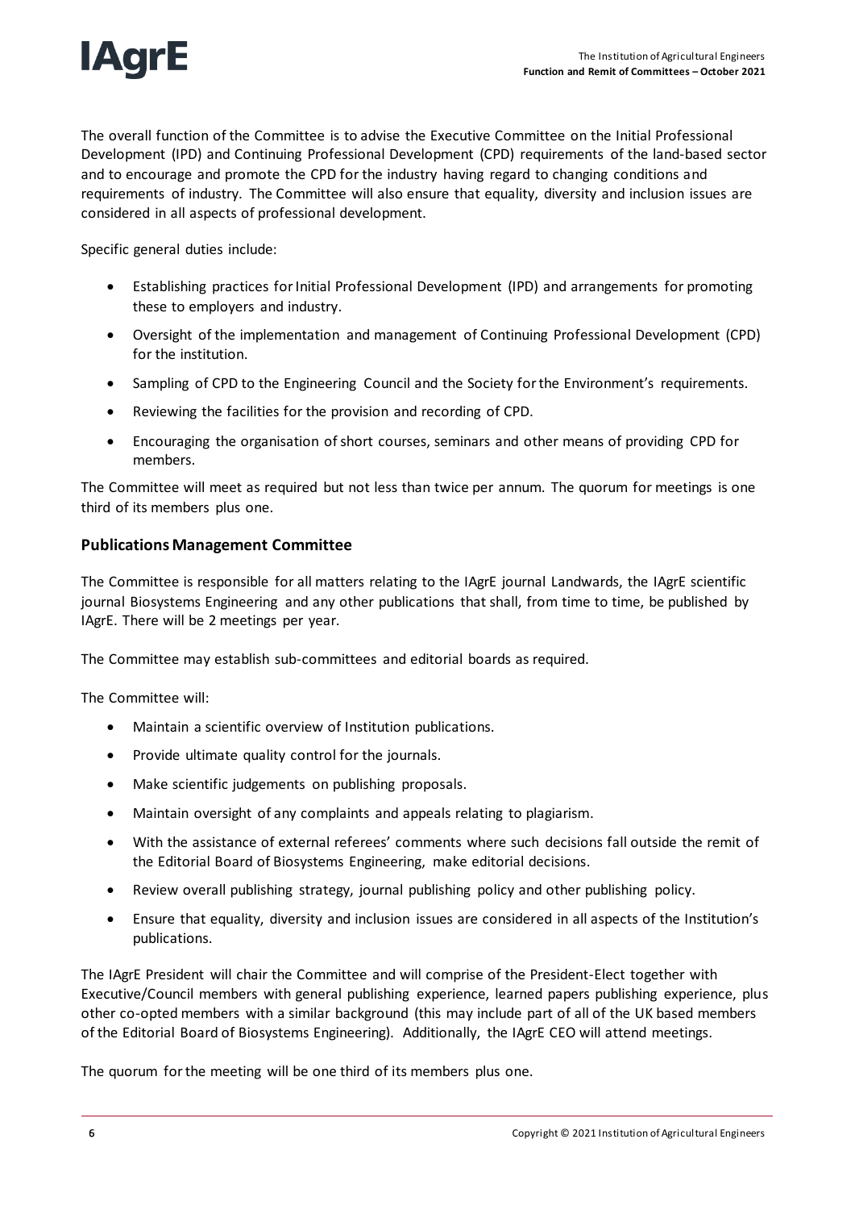The overall function of the Committee is to advise the Executive Committee on the Initial Professional Development (IPD) and Continuing Professional Development (CPD) requirements of the land-based sector and to encourage and promote the CPD for the industry having regard to changing conditions and requirements of industry. The Committee will also ensure that equality, diversity and inclusion issues are considered in all aspects of professional development.

Specific general duties include:

- Establishing practices for Initial Professional Development (IPD) and arrangements for promoting these to employers and industry.
- Oversight of the implementation and management of Continuing Professional Development (CPD) for the institution.
- Sampling of CPD to the Engineering Council and the Society for the Environment's requirements.
- Reviewing the facilities for the provision and recording of CPD.
- Encouraging the organisation of short courses, seminars and other means of providing CPD for members.

The Committee will meet as required but not less than twice per annum. The quorum for meetings is one third of its members plus one.

### Publications Management Committee

The Committee is responsible for all matters relating to the IAgrE journal Landwards, the IAgrE scientific journal Biosystems Engineering and any other publications that shall, from time to time, be published by IAgrE. There will be 2 meetings per year.

The Committee may establish sub-committees and editorial boards as required.

The Committee will:

- Maintain a scientific overview of Institution publications.
- Provide ultimate quality control for the journals.
- Make scientific judgements on publishing proposals.
- Maintain oversight of any complaints and appeals relating to plagiarism.
- With the assistance of external referees' comments where such decisions fall outside the remit of the Editorial Board of Biosystems Engineering, make editorial decisions.
- Review overall publishing strategy, journal publishing policy and other publishing policy.
- Ensure that equality, diversity and inclusion issues are considered in all aspects of the Institution's publications.

The IAgrE President will chair the Committee and will comprise of the President-Elect together with Executive/Council members with general publishing experience, learned papers publishing experience, plus other co-opted members with a similar background (this may include part of all of the UK based members of the Editorial Board of Biosystems Engineering). Additionally, the IAgrE CEO will attend meetings.

The quorum for the meeting will be one third of its members plus one.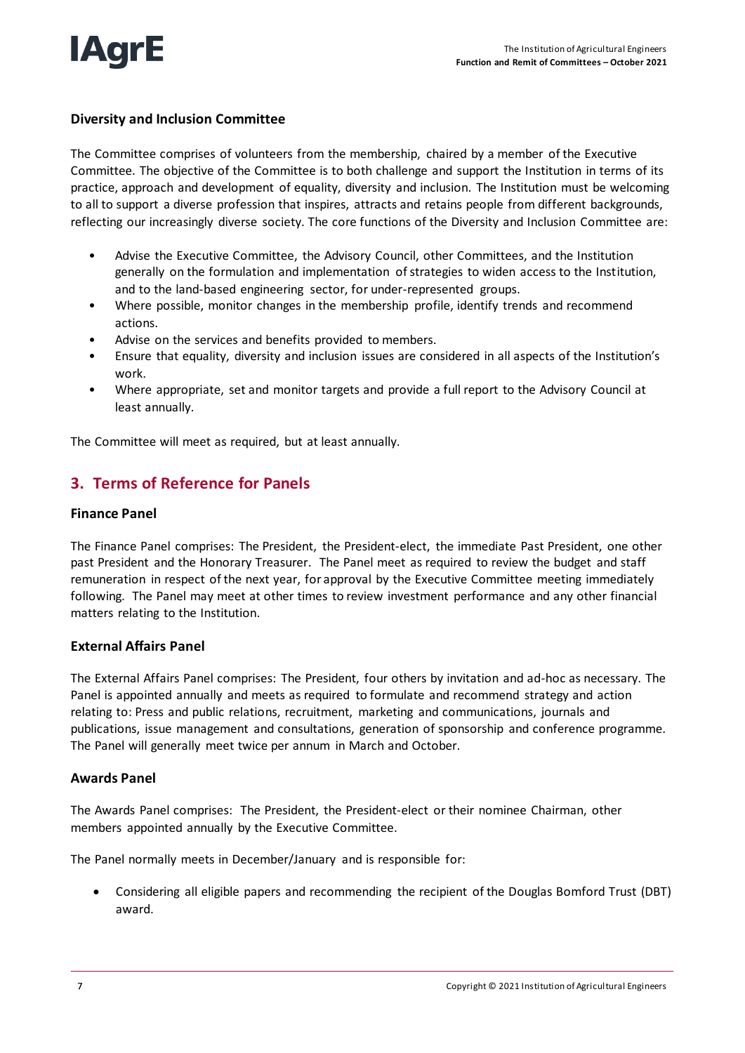### Diversity and Inclusion Committee

The Committee comprises of volunteers from the membership, chaired by a member of the Executive Committee. The objective of the Committee is to both challenge and support the Institution in terms of its practice, approach and development of equality, diversity and inclusion. The Institution must be welcoming to all to support a diverse profession that inspires, attracts and retains people from different backgrounds, reflecting our increasingly diverse society. The core functions of the Diversity and Inclusion Committee are:

- Advise the Executive Committee, the Advisory Council, other Committees, and the Institution generally on the formulation and implementation of strategies to widen access to the Institution, and to the land-based engineering sector, for under-represented groups.
- Where possible, monitor changes in the membership profile, identify trends and recommend actions.
- Advise on the services and benefits provided to members.
- Ensure that equality, diversity and inclusion issues are considered in all aspects of the Institution's work.
- Where appropriate, set and monitor targets and provide a full report to the Advisory Council at least annually.

The Committee will meet as required, but at least annually.

## 3. Terms of Reference for Panels

### Finance Panel

The Finance Panel comprises: The President, the President-elect, the immediate Past President, one other past President and the Honorary Treasurer. The Panel meet as required to review the budget and staff remuneration in respect of the next year, for approval by the Executive Committee meeting immediately following. The Panel may meet at other times to review investment performance and any other financial matters relating to the Institution.

### External Affairs Panel

The External Affairs Panel comprises: The President, four others by invitation and ad-hoc as necessary. The Panel is appointed annually and meets as required to formulate and recommend strategy and action relating to: Press and public relations, recruitment, marketing and communications, journals and publications, issue management and consultations, generation of sponsorship and conference programme. The Panel will generally meet twice per annum in March and October.

### Awards Panel

The Awards Panel comprises: The President, the President-elect or their nominee Chairman, other members appointed annually by the Executive Committee.

The Panel normally meets in December/January and is responsible for:

- Considering all eligible papers and recommending the recipient of the Douglas Bomford Trust (DBT) award.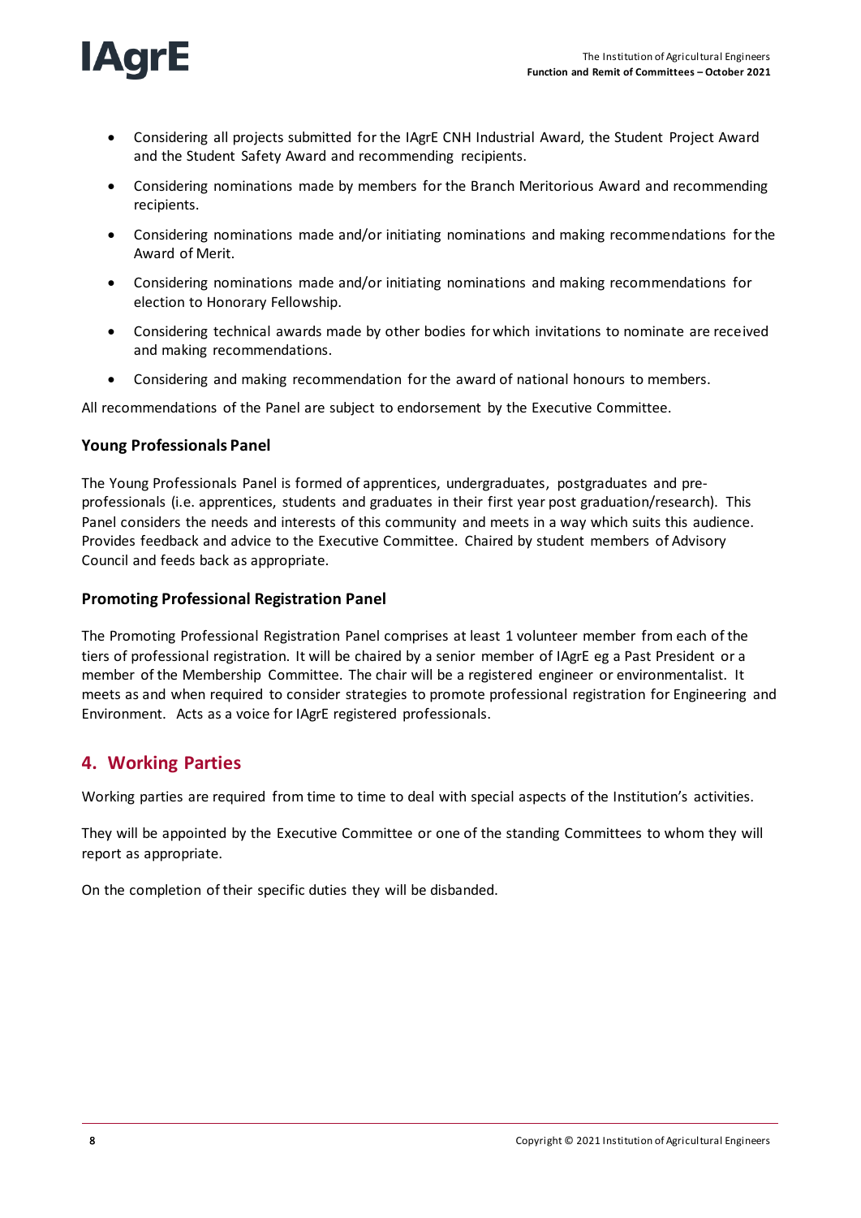- Considering all projects submitted for the IAgrE CNH Industrial Award, the Student Project Award and the Student Safety Award and recommending recipients.
- Considering nominations made by members for the Branch Meritorious Award and recommending recipients.
- Considering nominations made and/or initiating nominations and making recommendations for the Award of Merit.
- Considering nominations made and/or initiating nominations and making recommendations for election to Honorary Fellowship.
- Considering technical awards made by other bodies for which invitations to nominate are received and making recommendations.
- Considering and making recommendation for the award of national honours to members.

All recommendations of the Panel are subject to endorsement by the Executive Committee.

### Young Professionals Panel

The Young Professionals Panel is formed of apprentices, undergraduates, postgraduates and pre-professionals (i.e. apprentices, students and graduates in their first year post graduation/research). This Panel considers the needs and interests of this community and meets in a way which suits this audience. Provides feedback and advice to the Executive Committee. Chaired by student members of Advisory Council and feeds back as appropriate.

### Promoting Professional Registration Panel

The Promoting Professional Registration Panel comprises at least 1 volunteer member from each of the tiers of professional registration. It will be chaired by a senior member of IAgrE eg a Past President or a member of the Membership Committee. The chair will be a registered engineer or environmentalist. It meets as and when required to consider strategies to promote professional registration for Engineering and Environment. Acts as a voice for IAgrE registered professionals.

## 4. Working Parties

Working parties are required from time to time to deal with special aspects of the Institution's activities.

They will be appointed by the Executive Committee or one of the standing Committees to whom they will report as appropriate.

On the completion of their specific duties they will be disbanded.